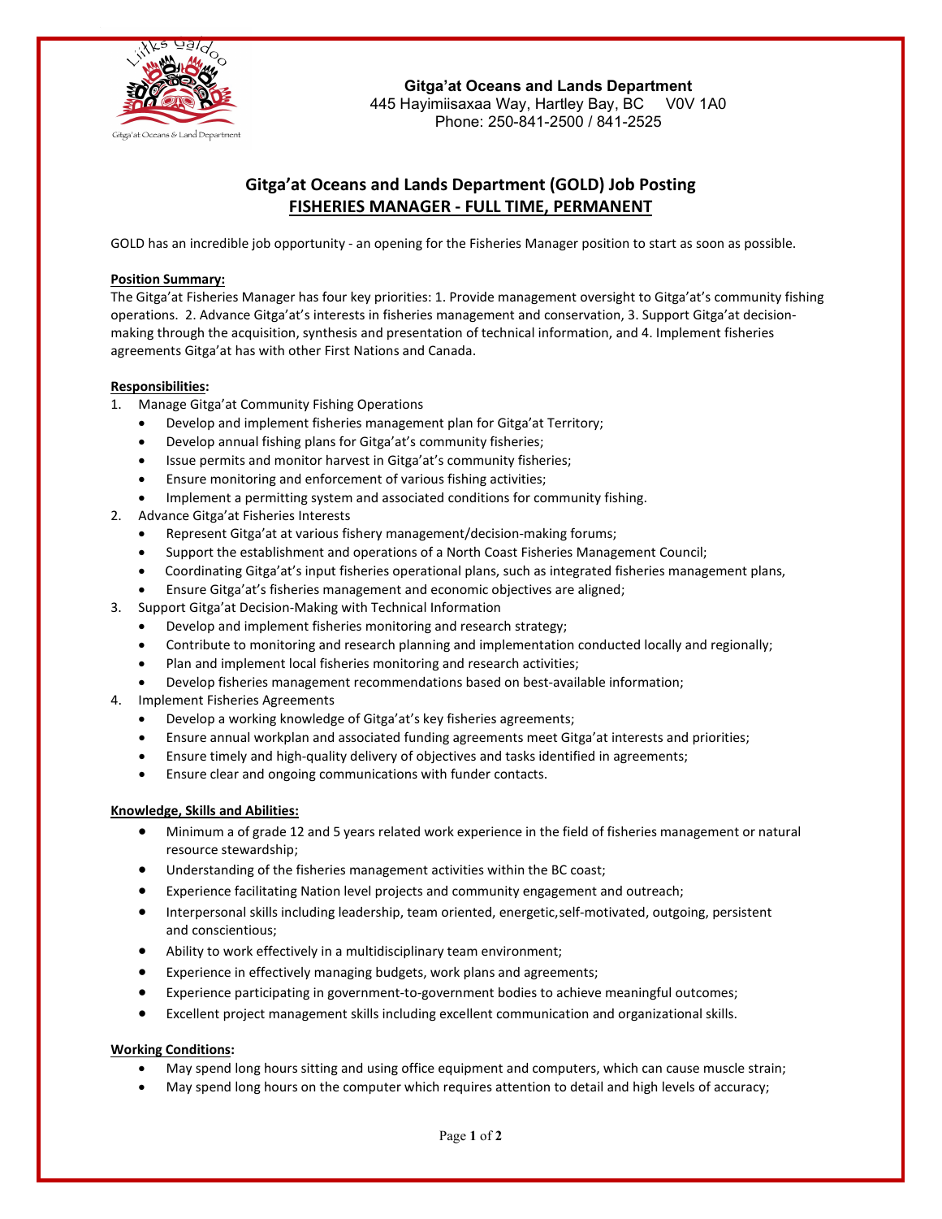**Gitga'at Oceans and Lands Department**
445 Hayimiisaxaa Way, Hartley Bay, BC V0V 1A0
Phone: 250-841-2500 / 841-2525

# Gitga'at Oceans and Lands Department (GOLD) Job Posting

## FISHERIES MANAGER - FULL TIME, PERMANENT

GOLD has an incredible job opportunity - an opening for the Fisheries Manager position to start as soon as possible.

**Position Summary:**

The Gitga'at Fisheries Manager has four key priorities: 1. Provide management oversight to Gitga'at's community fishing operations. 2. Advance Gitga'at's interests in fisheries management and conservation, 3. Support Gitga'at decision-making through the acquisition, synthesis and presentation of technical information, and 4. Implement fisheries agreements Gitga'at has with other First Nations and Canada.

**Responsibilities:**

1. Manage Gitga'at Community Fishing Operations
   - Develop and implement fisheries management plan for Gitga'at Territory;
   - Develop annual fishing plans for Gitga'at's community fisheries;
   - Issue permits and monitor harvest in Gitga'at's community fisheries;
   - Ensure monitoring and enforcement of various fishing activities;
   - Implement a permitting system and associated conditions for community fishing.
2. Advance Gitga'at Fisheries Interests
   - Represent Gitga'at at various fishery management/decision-making forums;
   - Support the establishment and operations of a North Coast Fisheries Management Council;
   - Coordinating Gitga'at's input fisheries operational plans, such as integrated fisheries management plans,
   - Ensure Gitga'at's fisheries management and economic objectives are aligned;
3. Support Gitga'at Decision-Making with Technical Information
   - Develop and implement fisheries monitoring and research strategy;
   - Contribute to monitoring and research planning and implementation conducted locally and regionally;
   - Plan and implement local fisheries monitoring and research activities;
   - Develop fisheries management recommendations based on best-available information;
4. Implement Fisheries Agreements
   - Develop a working knowledge of Gitga'at's key fisheries agreements;
   - Ensure annual workplan and associated funding agreements meet Gitga'at interests and priorities;
   - Ensure timely and high-quality delivery of objectives and tasks identified in agreements;
   - Ensure clear and ongoing communications with funder contacts.

**Knowledge, Skills and Abilities:**

- Minimum a of grade 12 and 5 years related work experience in the field of fisheries management or natural resource stewardship;
- Understanding of the fisheries management activities within the BC coast;
- Experience facilitating Nation level projects and community engagement and outreach;
- Interpersonal skills including leadership, team oriented, energetic,self-motivated, outgoing, persistent and conscientious;
- Ability to work effectively in a multidisciplinary team environment;
- Experience in effectively managing budgets, work plans and agreements;
- Experience participating in government-to-government bodies to achieve meaningful outcomes;
- Excellent project management skills including excellent communication and organizational skills.

**Working Conditions:**

- May spend long hours sitting and using office equipment and computers, which can cause muscle strain;
- May spend long hours on the computer which requires attention to detail and high levels of accuracy;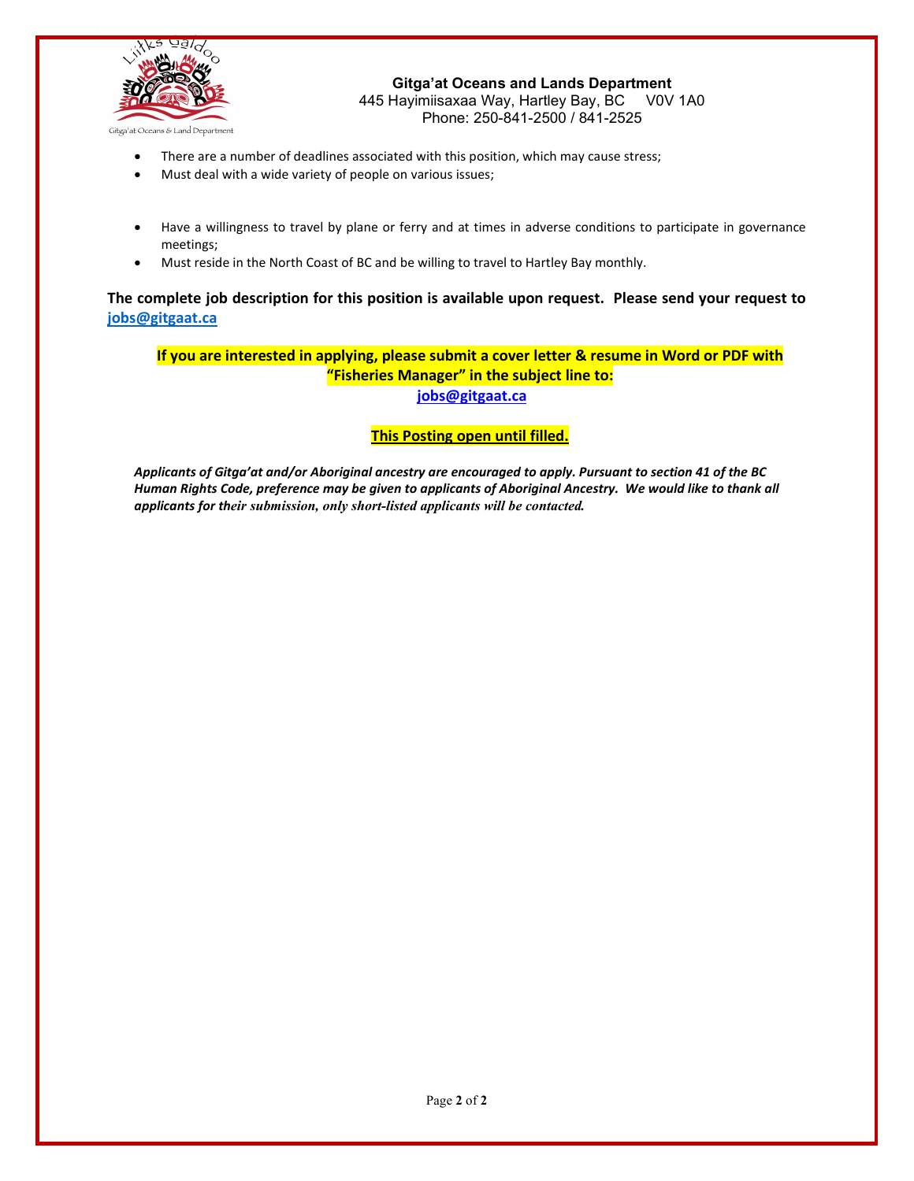**Gitga'at Oceans and Lands Department**
445 Hayimiisaxaa Way, Hartley Bay, BC V0V 1A0
Phone: 250-841-2500 / 841-2525

- There are a number of deadlines associated with this position, which may cause stress;
- Must deal with a wide variety of people on various issues;

- Have a willingness to travel by plane or ferry and at times in adverse conditions to participate in governance meetings;
- Must reside in the North Coast of BC and be willing to travel to Hartley Bay monthly.

**The complete job description for this position is available upon request. Please send your request to jobs@gitgaat.ca**

**If you are interested in applying, please submit a cover letter & resume in Word or PDF with "Fisheries Manager" in the subject line to:**
**jobs@gitgaat.ca**

**This Posting open until filled.**

***Applicants of Gitga'at and/or Aboriginal ancestry are encouraged to apply. Pursuant to section 41 of the BC Human Rights Code, preference may be given to applicants of Aboriginal Ancestry. We would like to thank all applicants for their submission, only short-listed applicants will be contacted.***